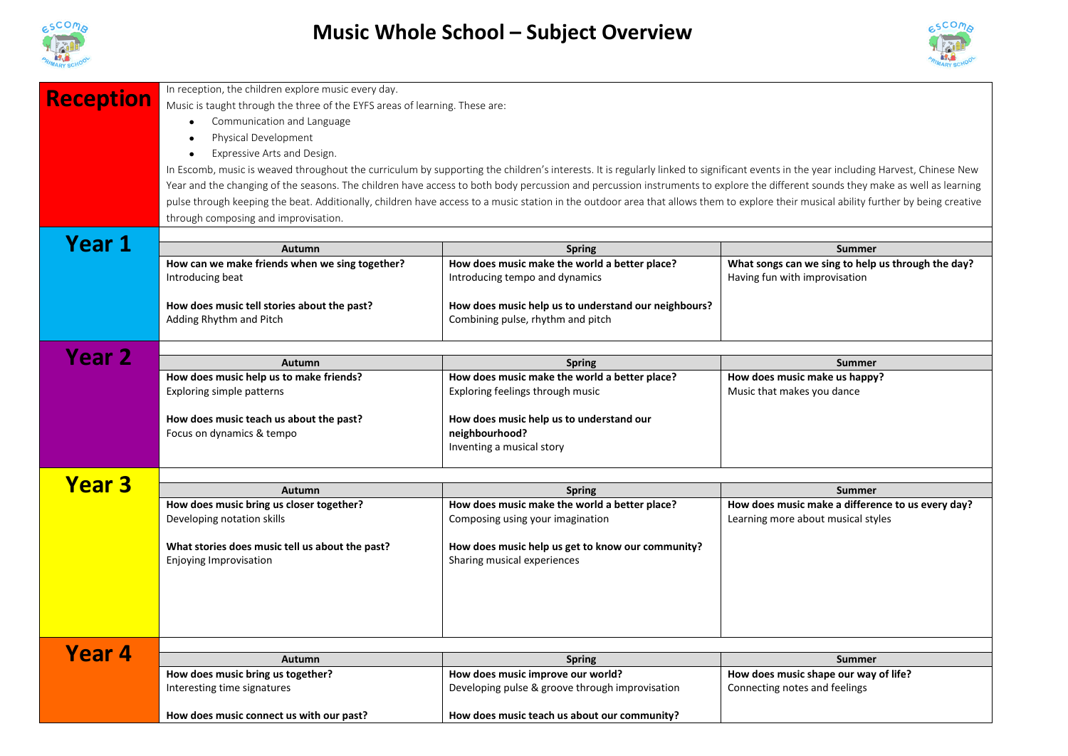# Music Whole School – Subject Overview

## Reception

In reception, the children explore music every day.

Music is taught through the three of the EYFS areas of learning. These are:

- Communication and Language
- Physical Development
- Expressive Arts and Design.

In Escomb, music is weaved throughout the curriculum by supporting the children's interests. It is regularly linked to significant events in the year including Harvest, Chinese New Year and the changing of the seasons. The children have access to both body percussion and percussion instruments to explore the different sounds they make as well as learning pulse through keeping the beat. Additionally, children have access to a music station in the outdoor area that allows them to explore their musical ability further by being creative through composing and improvisation.

## Year 1

| Autumn | Spring | Summer |
|---|---|---|
| **How can we make friends when we sing together?**<br>Introducing beat<br><br>**How does music tell stories about the past?**<br>Adding Rhythm and Pitch | **How does music make the world a better place?**<br>Introducing tempo and dynamics<br><br>**How does music help us to understand our neighbours?**<br>Combining pulse, rhythm and pitch | **What songs can we sing to help us through the day?**<br>Having fun with improvisation |

## Year 2

| Autumn | Spring | Summer |
|---|---|---|
| **How does music help us to make friends?**<br>Exploring simple patterns<br><br>**How does music teach us about the past?**<br>Focus on dynamics & tempo | **How does music make the world a better place?**<br>Exploring feelings through music<br><br>**How does music help us to understand our neighbourhood?**<br>Inventing a musical story | **How does music make us happy?**<br>Music that makes you dance |

## Year 3

| Autumn | Spring | Summer |
|---|---|---|
| **How does music bring us closer together?**<br>Developing notation skills<br><br>**What stories does music tell us about the past?**<br>Enjoying Improvisation | **How does music make the world a better place?**<br>Composing using your imagination<br><br>**How does music help us get to know our community?**<br>Sharing musical experiences | **How does music make a difference to us every day?**<br>Learning more about musical styles |

## Year 4

| Autumn | Spring | Summer |
|---|---|---|
| **How does music bring us together?**<br>Interesting time signatures<br><br>**How does music connect us with our past?** | **How does music improve our world?**<br>Developing pulse & groove through improvisation<br><br>**How does music teach us about our community?** | **How does music shape our way of life?**<br>Connecting notes and feelings |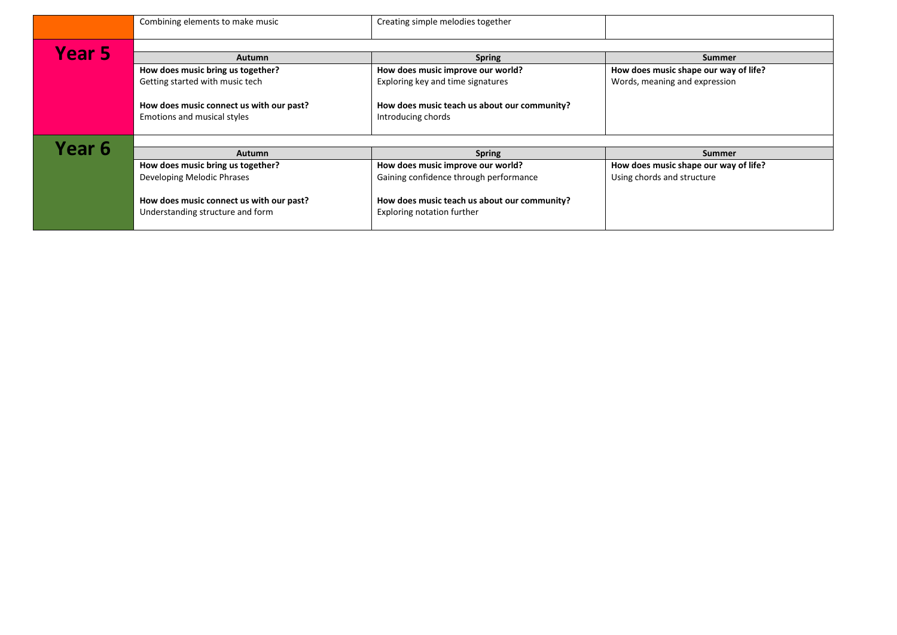| | | | |
|---|---|---|---|
| | Combining elements to make music | Creating simple melodies together | |
| **Year 5** | | | |
| | **Autumn** | **Spring** | **Summer** |
| | **How does music bring us together?**<br>Getting started with music tech<br><br>**How does music connect us with our past?**<br>Emotions and musical styles | **How does music improve our world?**<br>Exploring key and time signatures<br><br>**How does music teach us about our community?**<br>Introducing chords | **How does music shape our way of life?**<br>Words, meaning and expression |
| **Year 6** | | | |
| | **Autumn** | **Spring** | **Summer** |
| | **How does music bring us together?**<br>Developing Melodic Phrases<br><br>**How does music connect us with our past?**<br>Understanding structure and form | **How does music improve our world?**<br>Gaining confidence through performance<br><br>**How does music teach us about our community?**<br>Exploring notation further | **How does music shape our way of life?**<br>Using chords and structure |